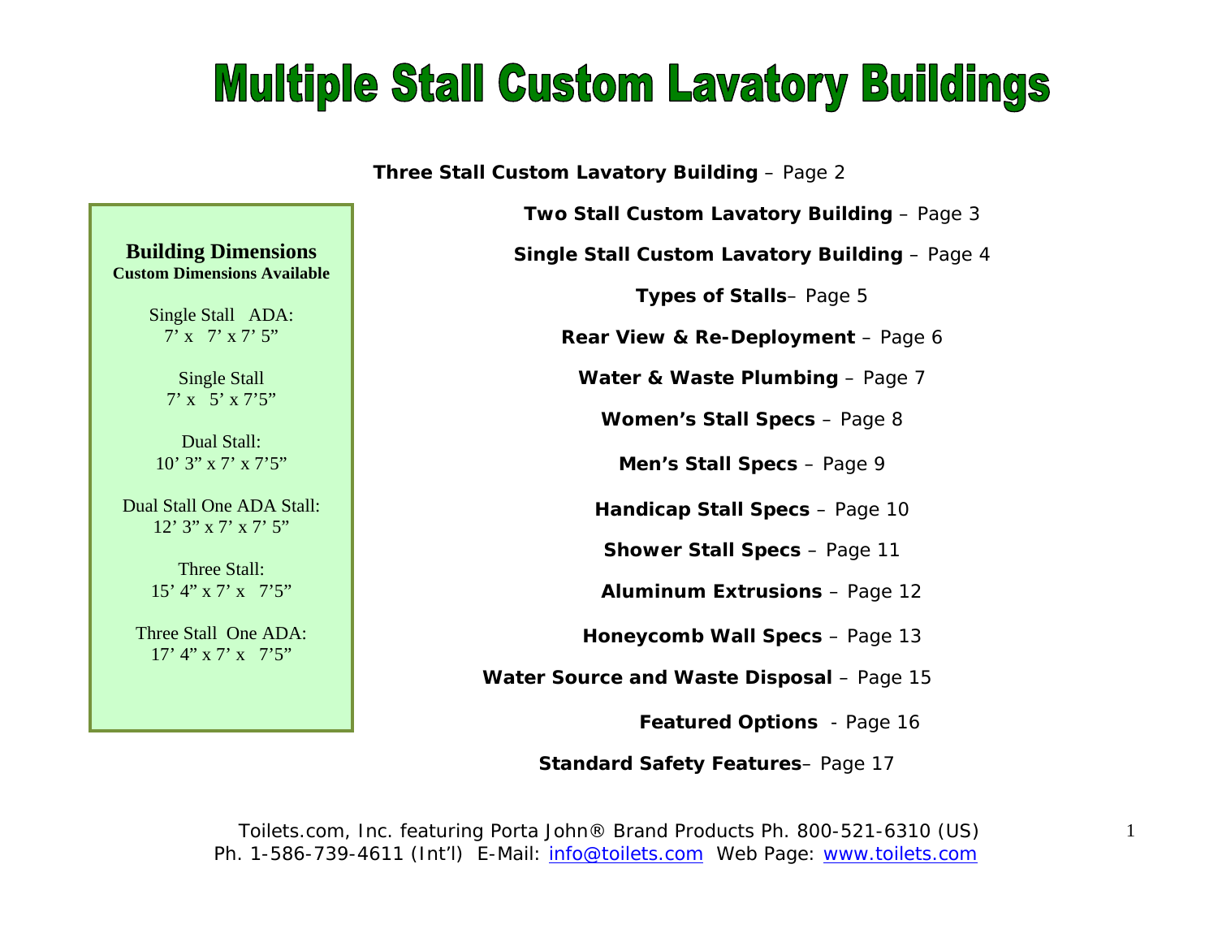# Multiple Stall Custom Lavatory Buildings

**Building Dimensions**
**Custom Dimensions Available**

Single Stall ADA:
7' x 7' x 7' 5"

Single Stall
7' x 5' x 7'5"

Dual Stall:
10' 3" x 7' x 7'5"

Dual Stall One ADA Stall:
12' 3" x 7' x 7' 5"

Three Stall:
15' 4" x 7' x 7'5"

Three Stall One ADA:
17' 4" x 7' x 7'5"

**Three Stall Custom Lavatory Building** – Page 2

**Two Stall Custom Lavatory Building** – Page 3

**Single Stall Custom Lavatory Building** – Page 4

**Types of Stalls**– Page 5

**Rear View & Re-Deployment** – Page 6

**Water & Waste Plumbing** – Page 7

**Women's Stall Specs** – Page 8

**Men's Stall Specs** – Page 9

**Handicap Stall Specs** – Page 10

**Shower Stall Specs** – Page 11

**Aluminum Extrusions** – Page 12

**Honeycomb Wall Specs** – Page 13

**Water Source and Waste Disposal** – Page 15

**Featured Options** - Page 16

**Standard Safety Features**– Page 17

Toilets.com, Inc. featuring Porta John® Brand Products Ph. 800-521-6310 (US)
Ph. 1-586-739-4611 (Int'l) E-Mail: info@toilets.com Web Page: www.toilets.com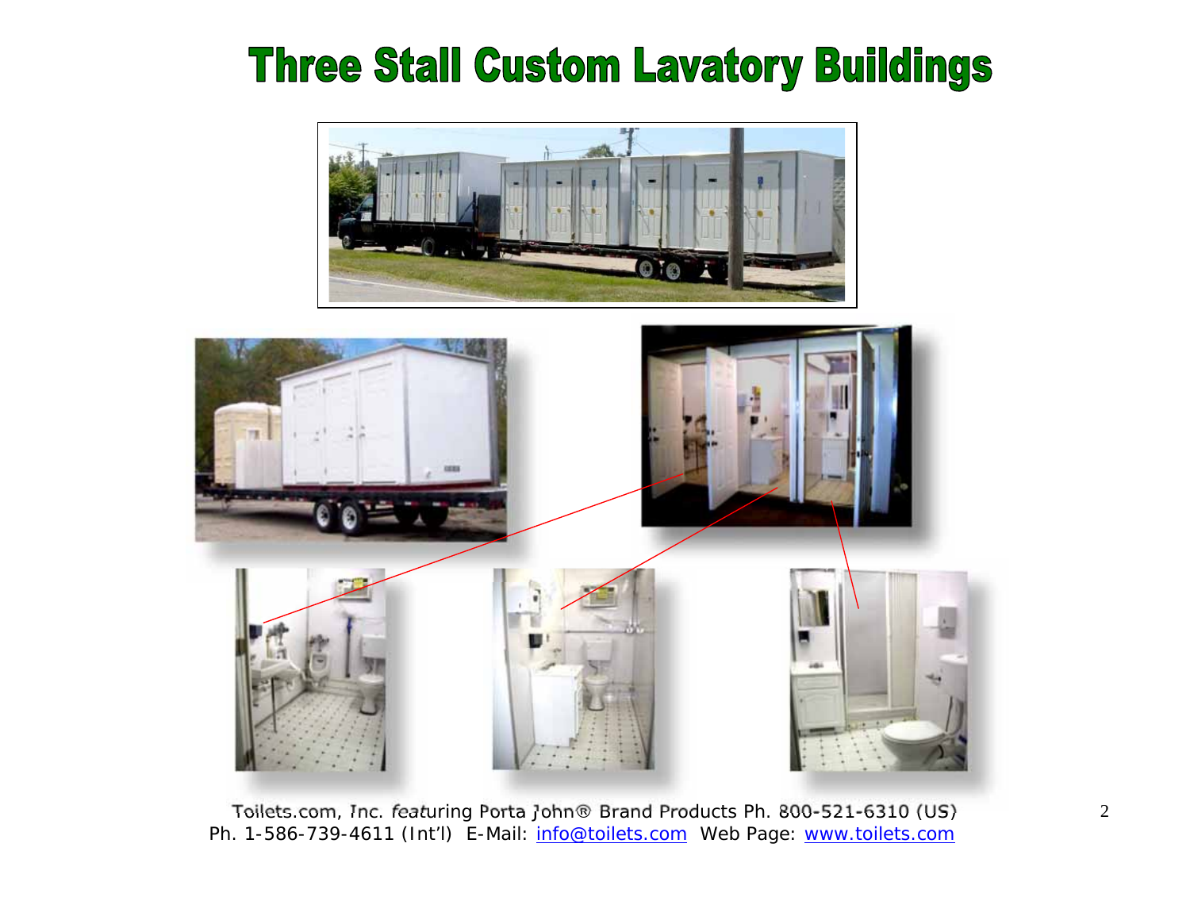# Three Stall Custom Lavatory Buildings

Toilets.com, Inc. featuring Porta John® Brand Products Ph. 800-521-6310 (US)
Ph. 1-586-739-4611 (Int'l) E-Mail: info@toilets.com Web Page: www.toilets.com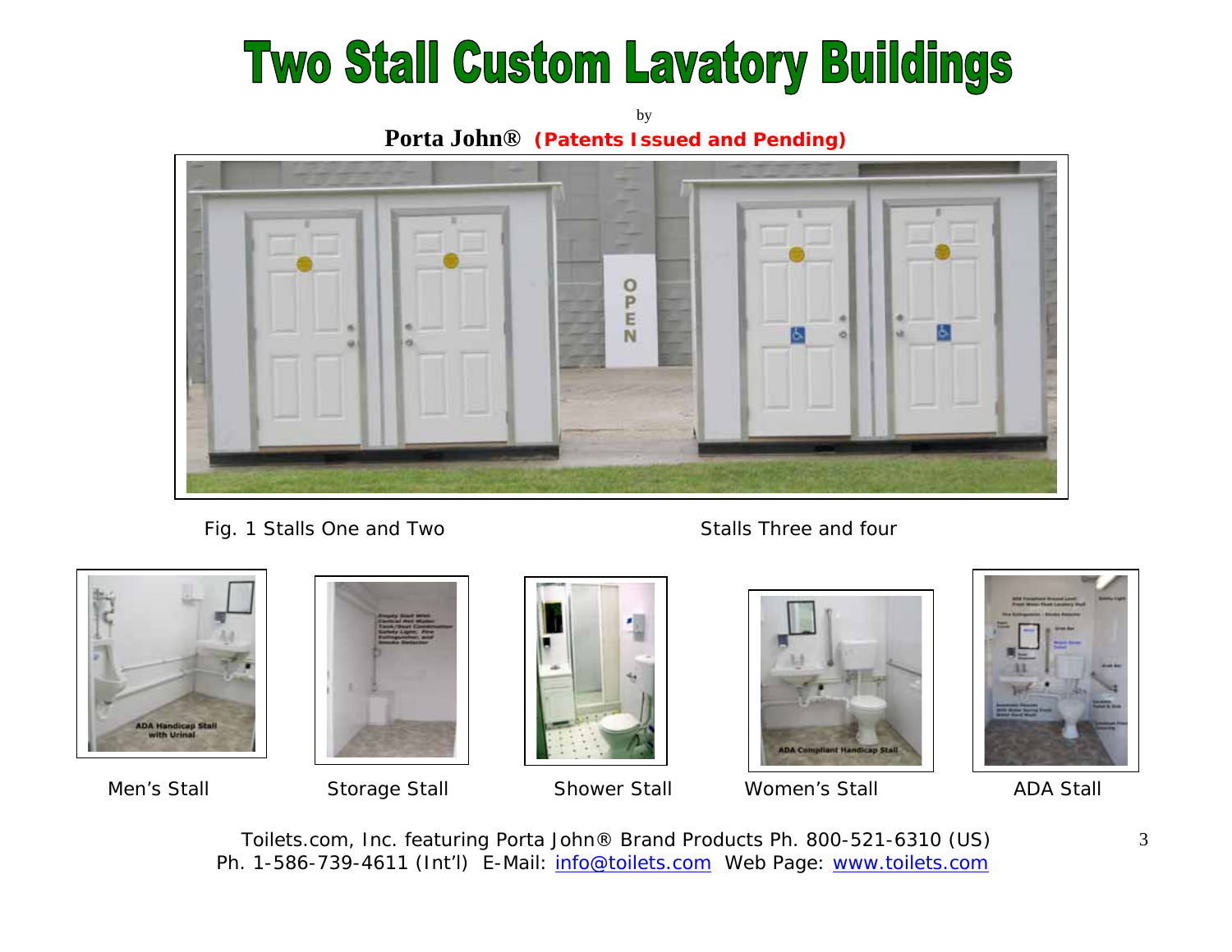# Two Stall Custom Lavatory Buildings

by

**Porta John®** **(Patents Issued and Pending)**

Fig. 1 Stalls One and Two

Stalls Three and four

Men's Stall

Storage Stall

Shower Stall

Women's Stall

ADA Stall

Toilets.com, Inc. featuring Porta John® Brand Products Ph. 800-521-6310 (US)
Ph. 1-586-739-4611 (Int'l) E-Mail: [info@toilets.com](mailto:info@toilets.com) Web Page: [www.toilets.com](http://www.toilets.com)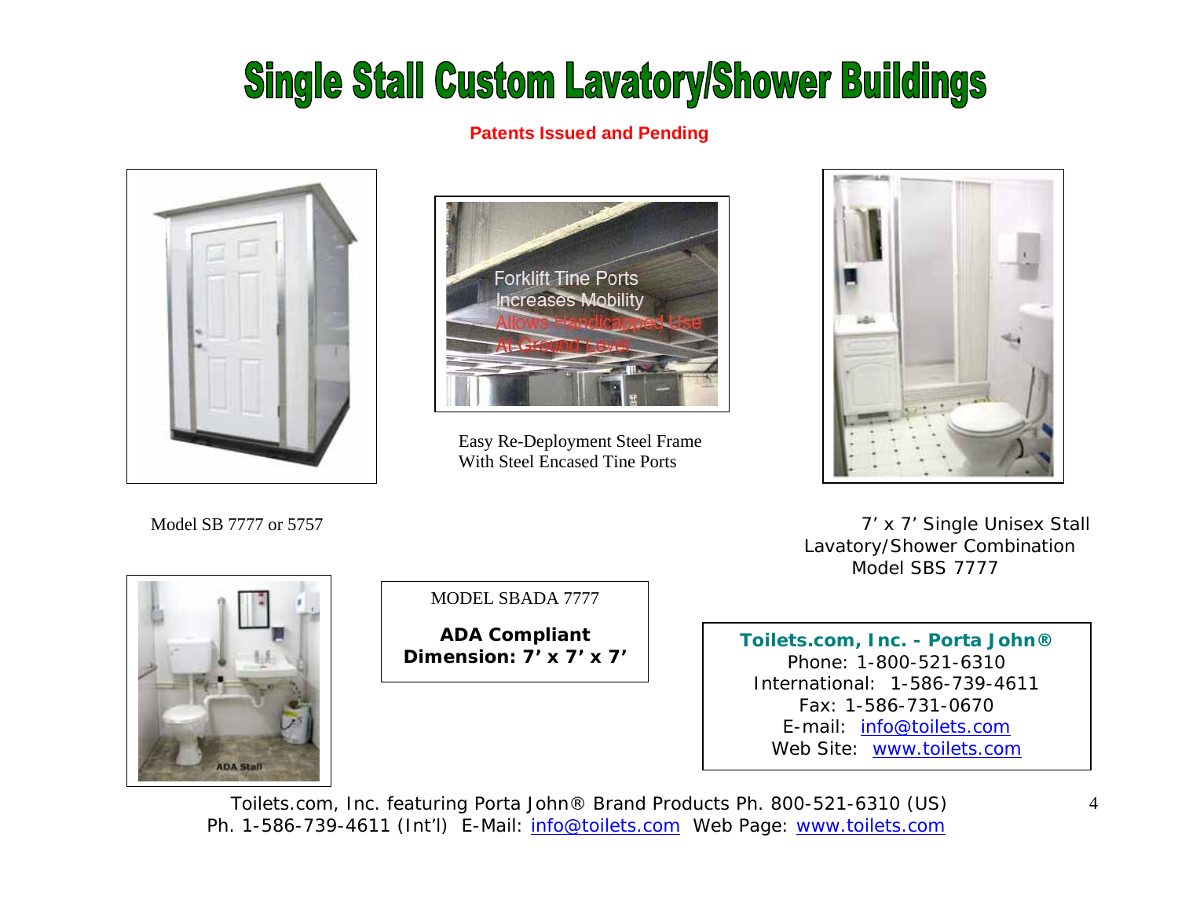# Single Stall Custom Lavatory/Shower Buildings

**Patents Issued and Pending**

Forklift Tine Ports
Increases Mobility
Allows Handicapped Use
At Ground Level

Easy Re-Deployment Steel Frame
With Steel Encased Tine Ports

Model SB 7777 or 5757

7' x 7' Single Unisex Stall
Lavatory/Shower Combination
Model SBS 7777

ADA Stall

MODEL SBADA 7777

**ADA Compliant**
**Dimension: 7' x 7' x 7'**

**Toilets.com, Inc. - Porta John®**
Phone: 1-800-521-6310
International: 1-586-739-4611
Fax: 1-586-731-0670
E-mail: info@toilets.com
Web Site: www.toilets.com

Toilets.com, Inc. featuring Porta John® Brand Products Ph. 800-521-6310 (US)
Ph. 1-586-739-4611 (Int'l) E-Mail: info@toilets.com Web Page: www.toilets.com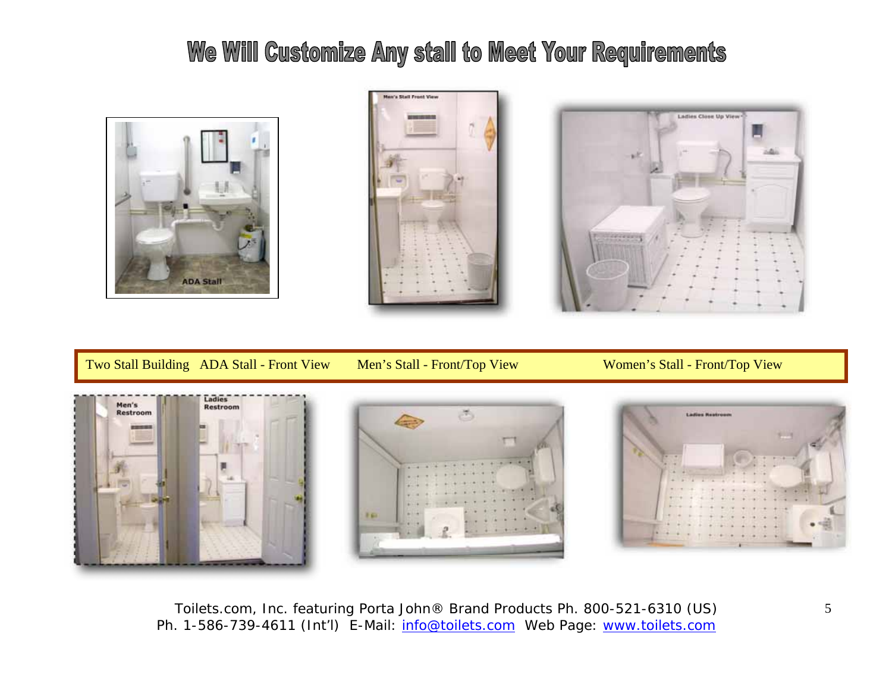# We Will Customize Any stall to Meet Your Requirements

Two Stall Building   ADA Stall - Front View   Men's Stall - Front/Top View   Women's Stall - Front/Top View

Toilets.com, Inc. featuring Porta John® Brand Products Ph. 800-521-6310 (US)
Ph. 1-586-739-4611 (Int'l)  E-Mail: info@toilets.com  Web Page: www.toilets.com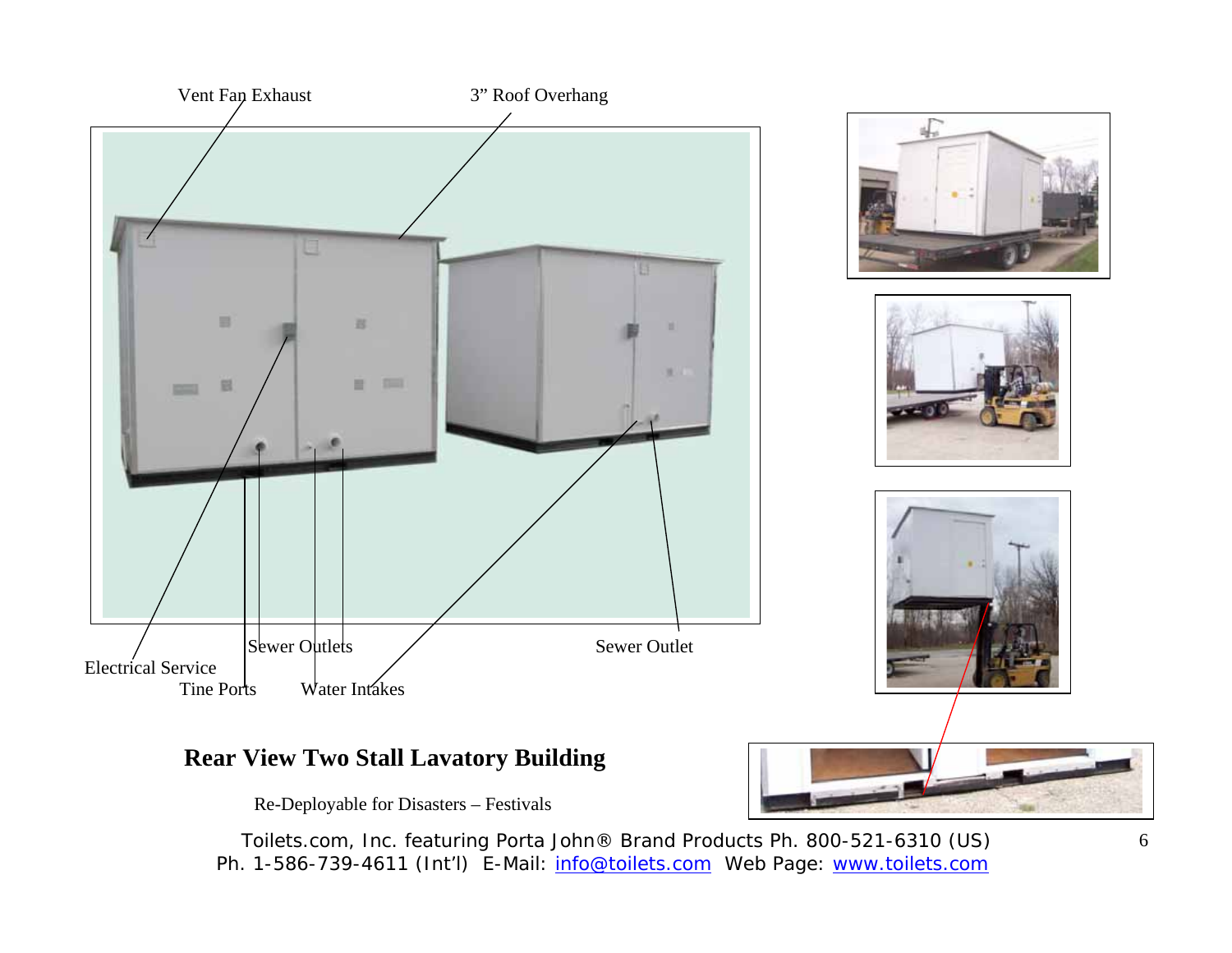Vent Fan Exhaust

3" Roof Overhang

Electrical Service

Tine Ports

Sewer Outlets

Water Intakes

Sewer Outlet

**Rear View Two Stall Lavatory Building**

Re-Deployable for Disasters – Festivals

Toilets.com, Inc. featuring Porta John® Brand Products Ph. 800-521-6310 (US)
Ph. 1-586-739-4611 (Int'l) E-Mail: info@toilets.com Web Page: www.toilets.com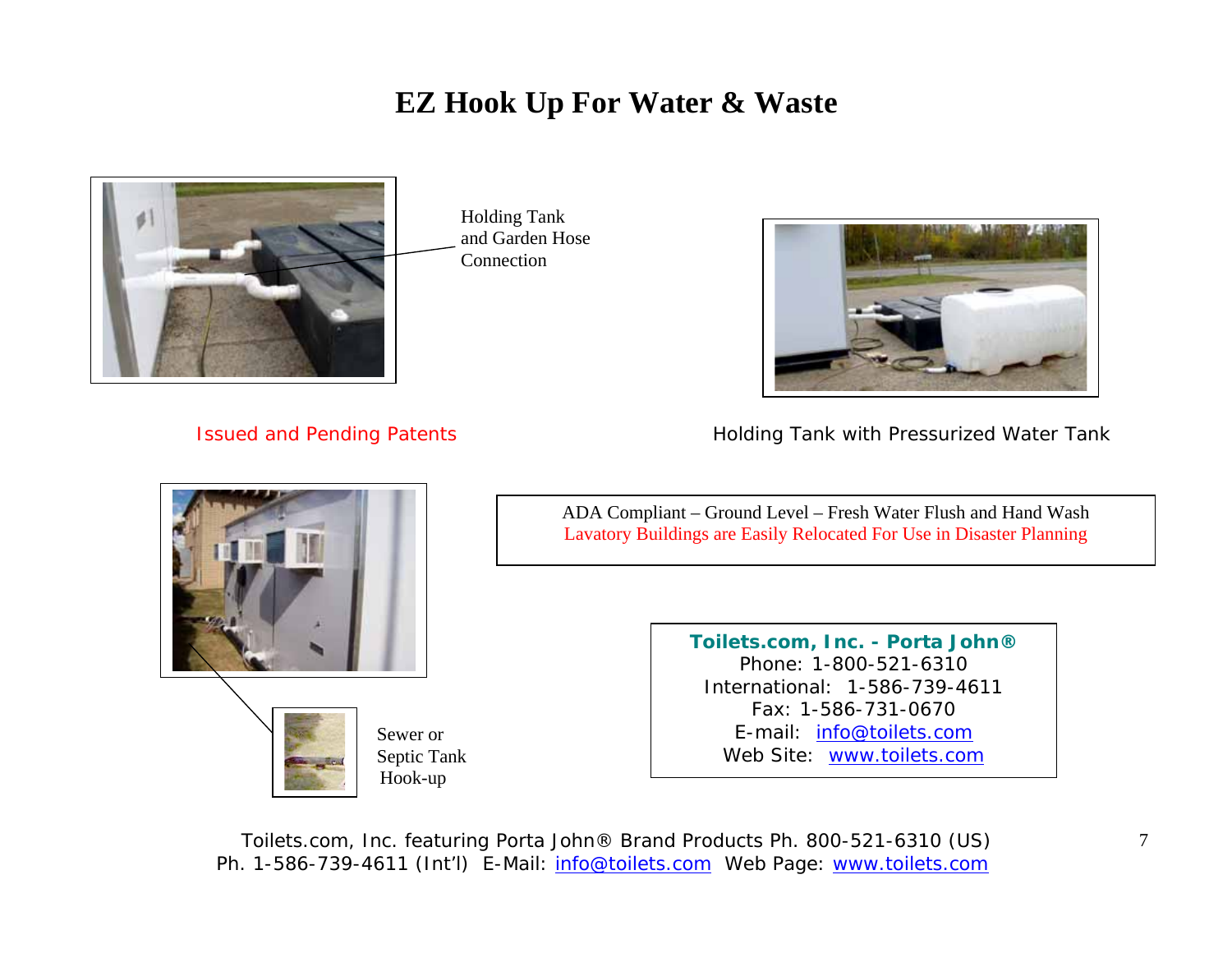# EZ Hook Up For Water & Waste

Holding Tank and Garden Hose Connection

Issued and Pending Patents

Holding Tank with Pressurized Water Tank

ADA Compliant – Ground Level – Fresh Water Flush and Hand Wash
Lavatory Buildings are Easily Relocated For Use in Disaster Planning

Sewer or Septic Tank Hook-up

**Toilets.com, Inc. - Porta John®**
Phone: 1-800-521-6310
International: 1-586-739-4611
Fax: 1-586-731-0670
E-mail: info@toilets.com
Web Site: www.toilets.com

Toilets.com, Inc. featuring Porta John® Brand Products Ph. 800-521-6310 (US)
Ph. 1-586-739-4611 (Int'l) E-Mail: info@toilets.com Web Page: www.toilets.com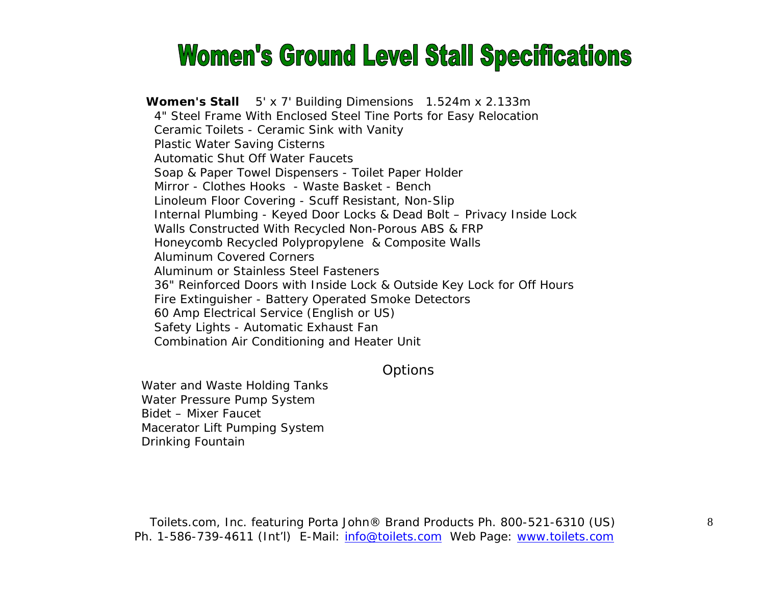# Women's Ground Level Stall Specifications

**Women's Stall** 5' x 7' Building Dimensions 1.524m x 2.133m

4" Steel Frame With Enclosed Steel Tine Ports for Easy Relocation
Ceramic Toilets - Ceramic Sink with Vanity
Plastic Water Saving Cisterns
Automatic Shut Off Water Faucets
Soap & Paper Towel Dispensers - Toilet Paper Holder
Mirror - Clothes Hooks - Waste Basket - Bench
Linoleum Floor Covering - Scuff Resistant, Non-Slip
Internal Plumbing - Keyed Door Locks & Dead Bolt – Privacy Inside Lock
Walls Constructed With Recycled Non-Porous ABS & FRP
Honeycomb Recycled Polypropylene & Composite Walls
Aluminum Covered Corners
Aluminum or Stainless Steel Fasteners
36" Reinforced Doors with Inside Lock & Outside Key Lock for Off Hours
Fire Extinguisher - Battery Operated Smoke Detectors
60 Amp Electrical Service (English or US)
Safety Lights - Automatic Exhaust Fan
Combination Air Conditioning and Heater Unit

## Options

Water and Waste Holding Tanks
Water Pressure Pump System
Bidet – Mixer Faucet
Macerator Lift Pumping System
Drinking Fountain

Toilets.com, Inc. featuring Porta John® Brand Products Ph. 800-521-6310 (US)
Ph. 1-586-739-4611 (Int'l) E-Mail: info@toilets.com Web Page: www.toilets.com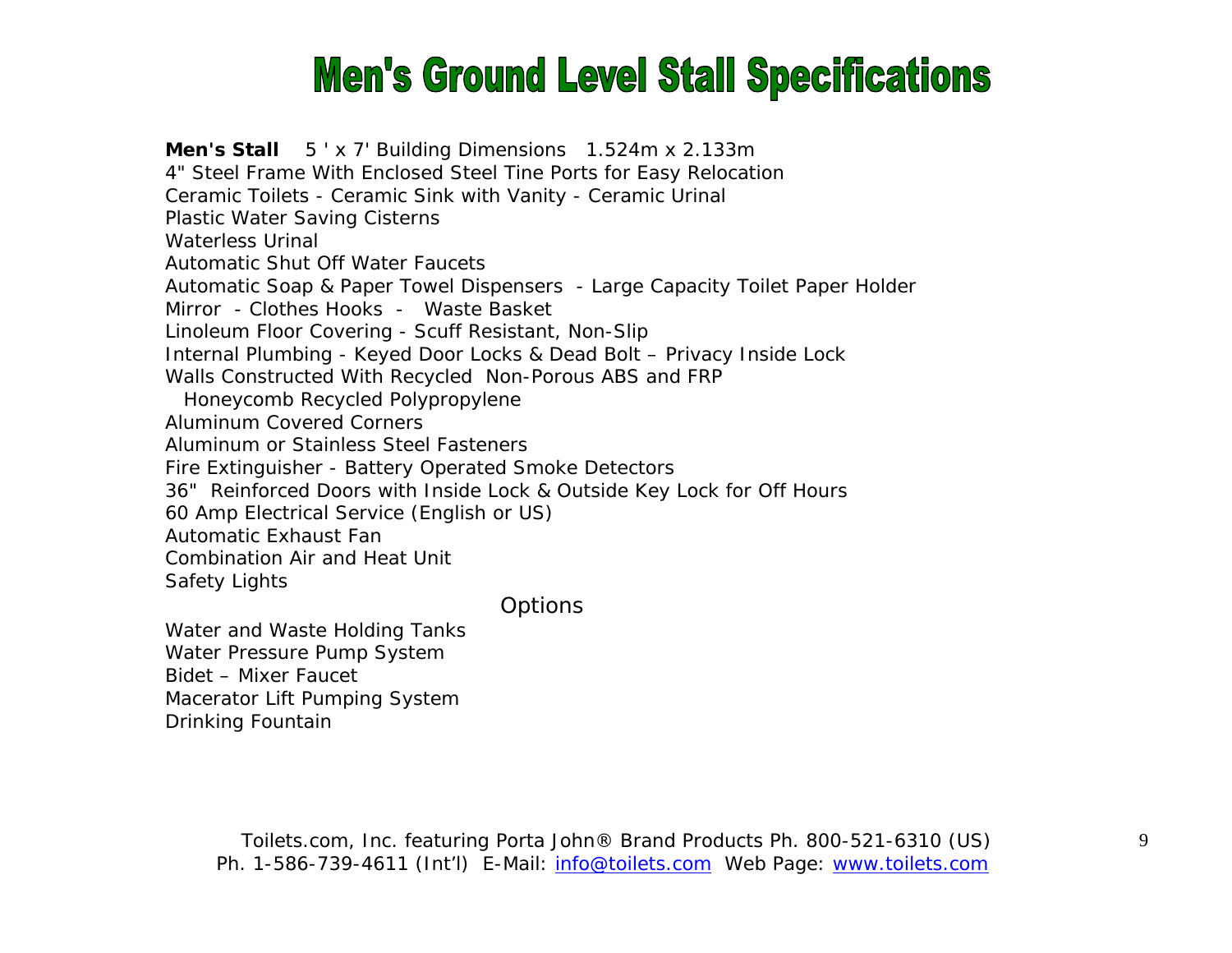# Men's Ground Level Stall Specifications

**Men's Stall** 5 ' x 7' Building Dimensions 1.524m x 2.133m
4" Steel Frame With Enclosed Steel Tine Ports for Easy Relocation
Ceramic Toilets - Ceramic Sink with Vanity - Ceramic Urinal
Plastic Water Saving Cisterns
Waterless Urinal
Automatic Shut Off Water Faucets
Automatic Soap & Paper Towel Dispensers - Large Capacity Toilet Paper Holder
Mirror - Clothes Hooks - Waste Basket
Linoleum Floor Covering - Scuff Resistant, Non-Slip
Internal Plumbing - Keyed Door Locks & Dead Bolt – Privacy Inside Lock
Walls Constructed With Recycled Non-Porous ABS and FRP
Honeycomb Recycled Polypropylene
Aluminum Covered Corners
Aluminum or Stainless Steel Fasteners
Fire Extinguisher - Battery Operated Smoke Detectors
36" Reinforced Doors with Inside Lock & Outside Key Lock for Off Hours
60 Amp Electrical Service (English or US)
Automatic Exhaust Fan
Combination Air and Heat Unit
Safety Lights

Options

Water and Waste Holding Tanks
Water Pressure Pump System
Bidet – Mixer Faucet
Macerator Lift Pumping System
Drinking Fountain

Toilets.com, Inc. featuring Porta John® Brand Products Ph. 800-521-6310 (US)
Ph. 1-586-739-4611 (Int'l) E-Mail: info@toilets.com Web Page: www.toilets.com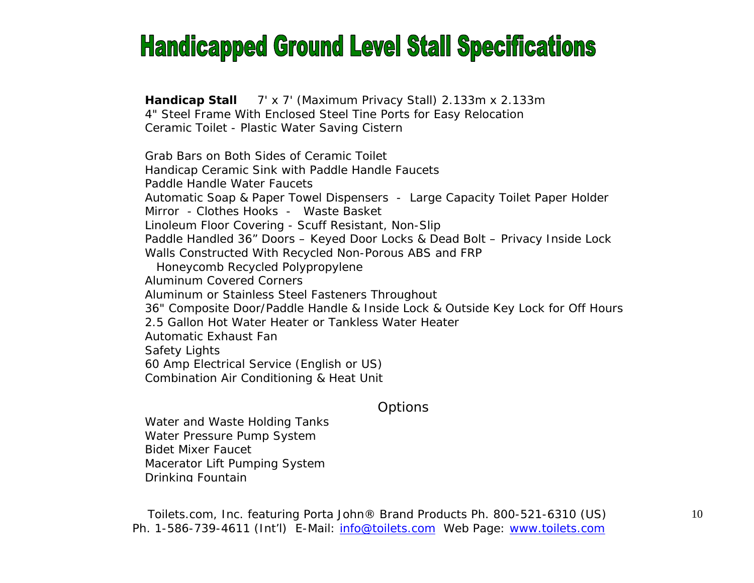# Handicapped Ground Level Stall Specifications

**Handicap Stall** 7' x 7' (Maximum Privacy Stall) 2.133m x 2.133m
4" Steel Frame With Enclosed Steel Tine Ports for Easy Relocation
Ceramic Toilet - Plastic Water Saving Cistern

Grab Bars on Both Sides of Ceramic Toilet
Handicap Ceramic Sink with Paddle Handle Faucets
Paddle Handle Water Faucets
Automatic Soap & Paper Towel Dispensers - Large Capacity Toilet Paper Holder
Mirror - Clothes Hooks - Waste Basket
Linoleum Floor Covering - Scuff Resistant, Non-Slip
Paddle Handled 36" Doors – Keyed Door Locks & Dead Bolt – Privacy Inside Lock
Walls Constructed With Recycled Non-Porous ABS and FRP
Honeycomb Recycled Polypropylene
Aluminum Covered Corners
Aluminum or Stainless Steel Fasteners Throughout
36" Composite Door/Paddle Handle & Inside Lock & Outside Key Lock for Off Hours
2.5 Gallon Hot Water Heater or Tankless Water Heater
Automatic Exhaust Fan
Safety Lights
60 Amp Electrical Service (English or US)
Combination Air Conditioning & Heat Unit

Options

Water and Waste Holding Tanks
Water Pressure Pump System
Bidet Mixer Faucet
Macerator Lift Pumping System
Drinking Fountain

Toilets.com, Inc. featuring Porta John® Brand Products Ph. 800-521-6310 (US)
Ph. 1-586-739-4611 (Int'l) E-Mail: info@toilets.com Web Page: www.toilets.com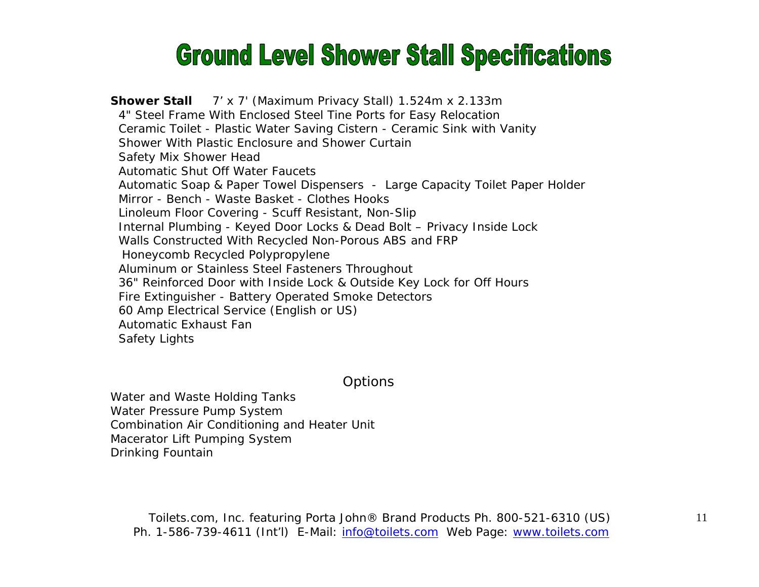# Ground Level Shower Stall Specifications

**Shower Stall** 7’ x 7' (Maximum Privacy Stall) 1.524m x 2.133m

- 4" Steel Frame With Enclosed Steel Tine Ports for Easy Relocation
- Ceramic Toilet - Plastic Water Saving Cistern - Ceramic Sink with Vanity
- Shower With Plastic Enclosure and Shower Curtain
- Safety Mix Shower Head
- Automatic Shut Off Water Faucets
- Automatic Soap & Paper Towel Dispensers - Large Capacity Toilet Paper Holder
- Mirror - Bench - Waste Basket - Clothes Hooks
- Linoleum Floor Covering - Scuff Resistant, Non-Slip
- Internal Plumbing - Keyed Door Locks & Dead Bolt – Privacy Inside Lock
- Walls Constructed With Recycled Non-Porous ABS and FRP
- Honeycomb Recycled Polypropylene
- Aluminum or Stainless Steel Fasteners Throughout
- 36" Reinforced Door with Inside Lock & Outside Key Lock for Off Hours
- Fire Extinguisher - Battery Operated Smoke Detectors
- 60 Amp Electrical Service (English or US)
- Automatic Exhaust Fan
- Safety Lights

## Options

- Water and Waste Holding Tanks
- Water Pressure Pump System
- Combination Air Conditioning and Heater Unit
- Macerator Lift Pumping System
- Drinking Fountain

Toilets.com, Inc. featuring Porta John® Brand Products Ph. 800-521-6310 (US)
Ph. 1-586-739-4611 (Int’l) E-Mail: info@toilets.com Web Page: www.toilets.com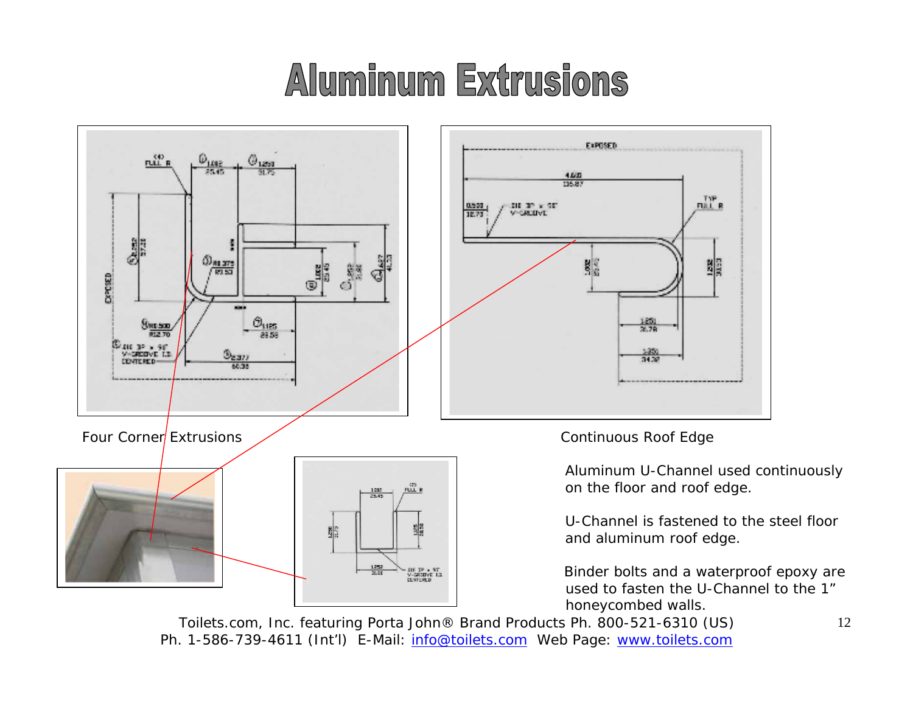# Aluminum Extrusions

Four Corner Extrusions

Continuous Roof Edge

Aluminum U-Channel used continuously on the floor and roof edge.

U-Channel is fastened to the steel floor and aluminum roof edge.

Binder bolts and a waterproof epoxy are used to fasten the U-Channel to the 1" honeycombed walls.

Toilets.com, Inc. featuring Porta John® Brand Products Ph. 800-521-6310 (US)
Ph. 1-586-739-4611 (Int'l) E-Mail: info@toilets.com Web Page: www.toilets.com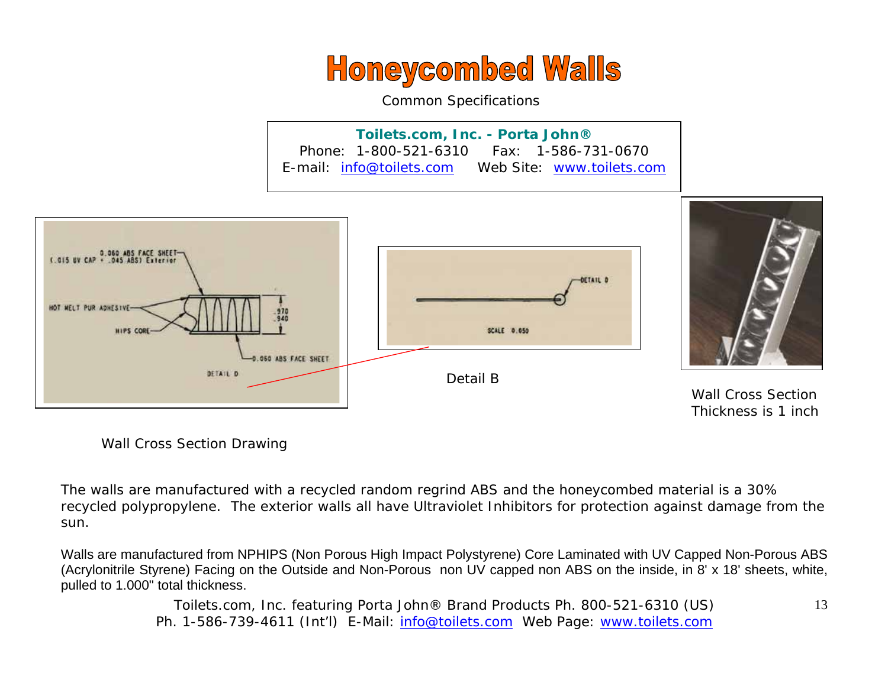# Honeycombed Walls

Common Specifications

**Toilets.com, Inc. - Porta John®**
Phone: 1-800-521-6310 Fax: 1-586-731-0670
E-mail: info@toilets.com Web Site: www.toilets.com

Wall Cross Section Drawing

Detail B

Wall Cross Section Thickness is 1 inch

The walls are manufactured with a recycled random regrind ABS and the honeycombed material is a 30% recycled polypropylene. The exterior walls all have Ultraviolet Inhibitors for protection against damage from the sun.

Walls are manufactured from NPHIPS (Non Porous High Impact Polystyrene) Core Laminated with UV Capped Non-Porous ABS (Acrylonitrile Styrene) Facing on the Outside and Non-Porous non UV capped non ABS on the inside, in 8' x 18' sheets, white, pulled to 1.000" total thickness.

Toilets.com, Inc. featuring Porta John® Brand Products Ph. 800-521-6310 (US)
Ph. 1-586-739-4611 (Int'l) E-Mail: info@toilets.com Web Page: www.toilets.com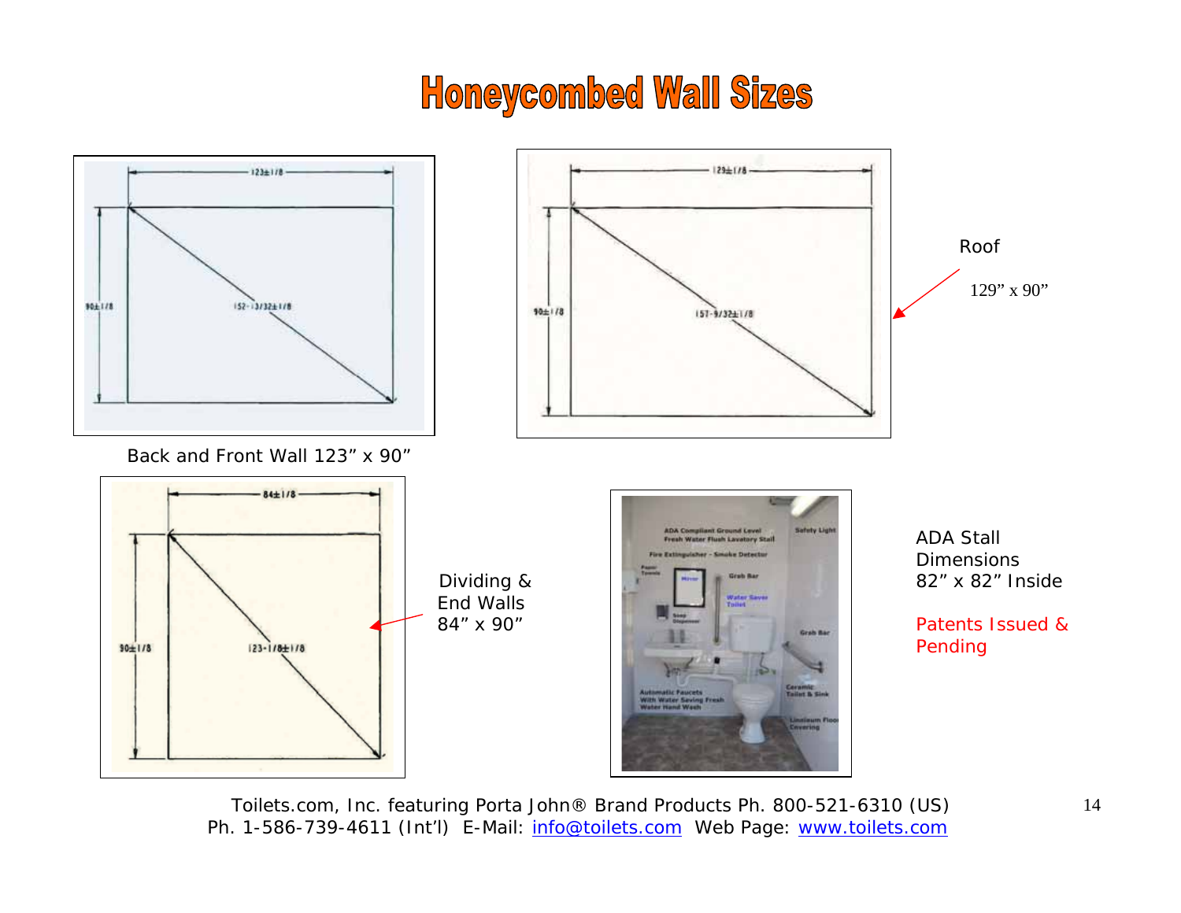# Honeycombed Wall Sizes

123±1/8

90±1/8

152-13/32±1/8

Back and Front Wall 123” x 90”

129±1/8

90±1/8

157-9/32±1/8

Roof

129” x 90”

84±1/8

90±1/8

123-1/8±1/8

Dividing & End Walls 84” x 90”

ADA Stall Dimensions 82” x 82” Inside

Patents Issued & Pending

Toilets.com, Inc. featuring Porta John® Brand Products Ph. 800-521-6310 (US)
Ph. 1-586-739-4611 (Int’l) E-Mail: info@toilets.com Web Page: www.toilets.com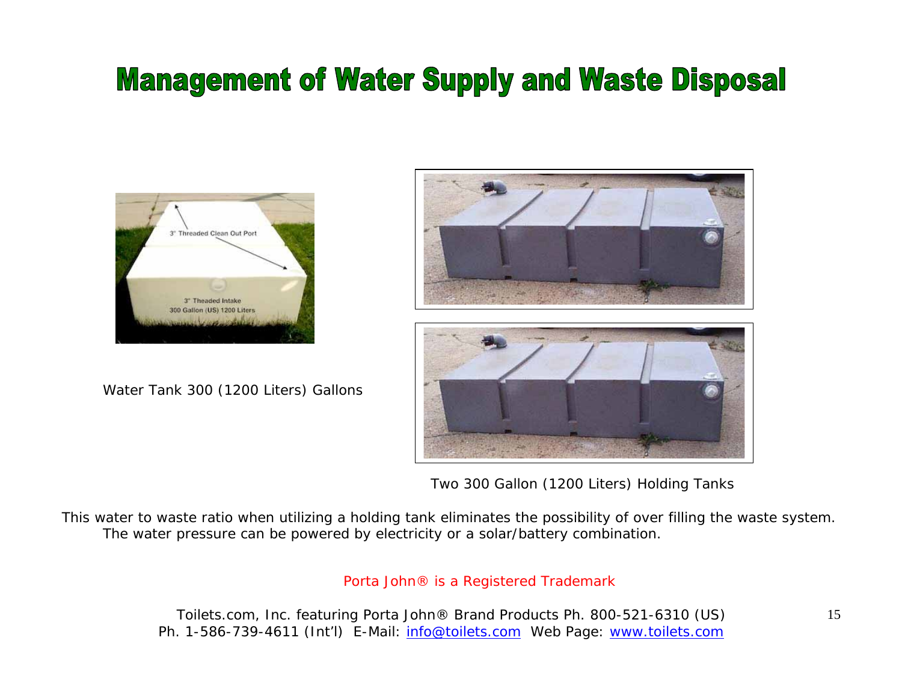# Management of Water Supply and Waste Disposal

Water Tank 300 (1200 Liters) Gallons

Two 300 Gallon (1200 Liters) Holding Tanks

This water to waste ratio when utilizing a holding tank eliminates the possibility of over filling the waste system. The water pressure can be powered by electricity or a solar/battery combination.

Porta John® is a Registered Trademark

Toilets.com, Inc. featuring Porta John® Brand Products Ph. 800-521-6310 (US)
Ph. 1-586-739-4611 (Int'l) E-Mail: info@toilets.com Web Page: www.toilets.com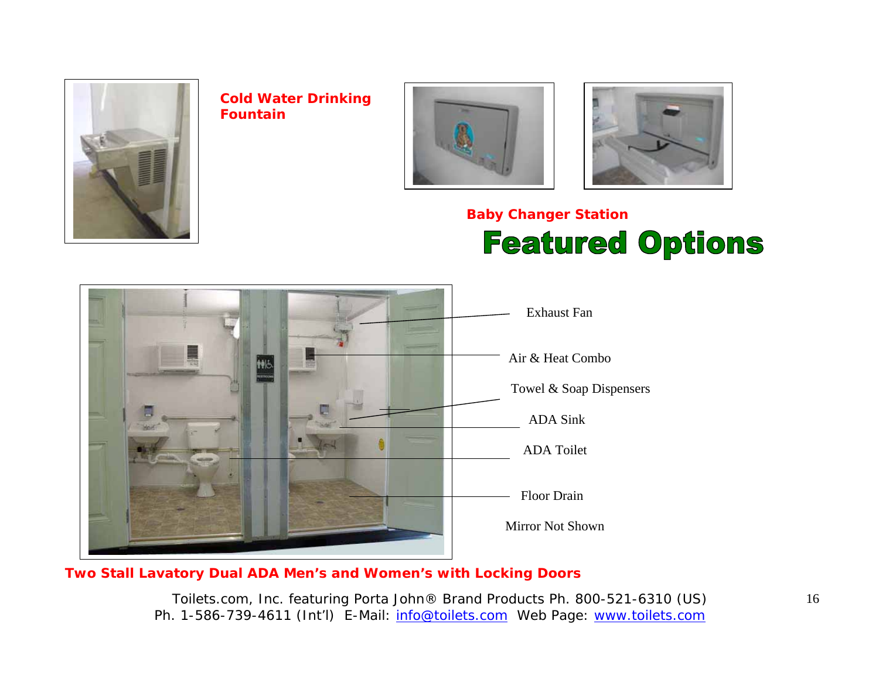**Cold Water Drinking Fountain**

**Baby Changer Station**

# Featured Options

Exhaust Fan

Air & Heat Combo

Towel & Soap Dispensers

ADA Sink

ADA Toilet

Floor Drain

Mirror Not Shown

**Two Stall Lavatory Dual ADA Men's and Women's with Locking Doors**

Toilets.com, Inc. featuring Porta John® Brand Products Ph. 800-521-6310 (US)
Ph. 1-586-739-4611 (Int'l) E-Mail: info@toilets.com Web Page: www.toilets.com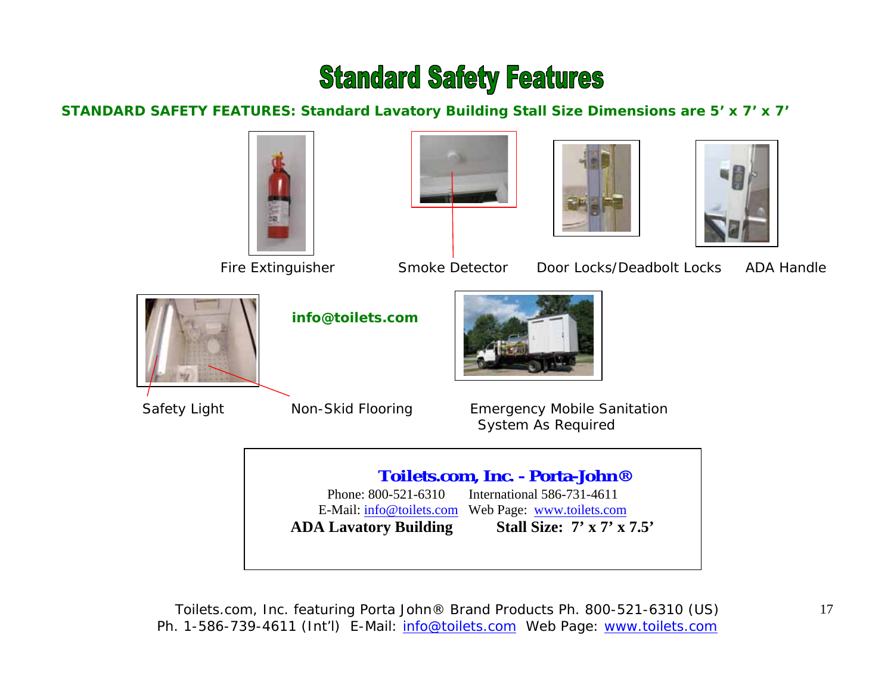# Standard Safety Features

**STANDARD SAFETY FEATURES: Standard Lavatory Building Stall Size Dimensions are 5' x 7' x 7'**

Fire Extinguisher

Smoke Detector

Door Locks/Deadbolt Locks

ADA Handle

**info@toilets.com**

Safety Light

Non-Skid Flooring

Emergency Mobile Sanitation System As Required

**Toilets.com, Inc. - Porta-John®**

Phone: 800-521-6310 International 586-731-4611

E-Mail: info@toilets.com Web Page: www.toilets.com

**ADA Lavatory Building** **Stall Size: 7' x 7' x 7.5'**

Toilets.com, Inc. featuring Porta John® Brand Products Ph. 800-521-6310 (US)
Ph. 1-586-739-4611 (Int'l) E-Mail: info@toilets.com Web Page: www.toilets.com